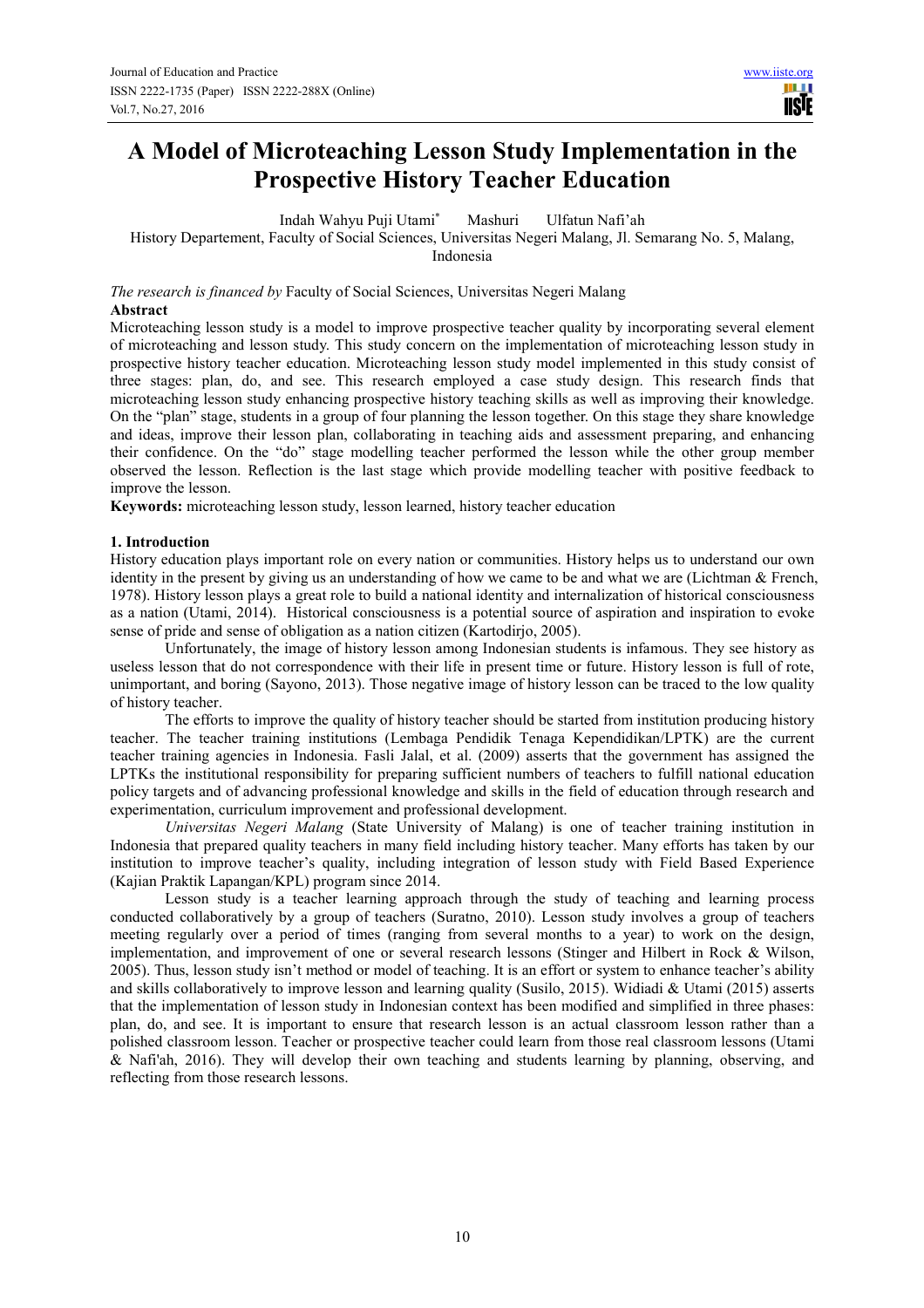# A Model of Microteaching Lesson Study Implementation in the Prospective History Teacher Education

Indah Wahyu Puji Utami* Mashuri Ulfatun Nafi'ah

History Departement, Faculty of Social Sciences, Universitas Negeri Malang, Jl. Semarang No. 5, Malang, Indonesia

*The research is financed by* Faculty of Social Sciences, Universitas Negeri Malang

**Abstract**

Microteaching lesson study is a model to improve prospective teacher quality by incorporating several element of microteaching and lesson study. This study concern on the implementation of microteaching lesson study in prospective history teacher education. Microteaching lesson study model implemented in this study consist of three stages: plan, do, and see. This research employed a case study design. This research finds that microteaching lesson study enhancing prospective history teaching skills as well as improving their knowledge. On the "plan" stage, students in a group of four planning the lesson together. On this stage they share knowledge and ideas, improve their lesson plan, collaborating in teaching aids and assessment preparing, and enhancing their confidence. On the "do" stage modelling teacher performed the lesson while the other group member observed the lesson. Reflection is the last stage which provide modelling teacher with positive feedback to improve the lesson.

**Keywords:** microteaching lesson study, lesson learned, history teacher education

## 1. Introduction

History education plays important role on every nation or communities. History helps us to understand our own identity in the present by giving us an understanding of how we came to be and what we are (Lichtman & French, 1978). History lesson plays a great role to build a national identity and internalization of historical consciousness as a nation (Utami, 2014). Historical consciousness is a potential source of aspiration and inspiration to evoke sense of pride and sense of obligation as a nation citizen (Kartodirjo, 2005).

Unfortunately, the image of history lesson among Indonesian students is infamous. They see history as useless lesson that do not correspondence with their life in present time or future. History lesson is full of rote, unimportant, and boring (Sayono, 2013). Those negative image of history lesson can be traced to the low quality of history teacher.

The efforts to improve the quality of history teacher should be started from institution producing history teacher. The teacher training institutions (Lembaga Pendidik Tenaga Kependidikan/LPTK) are the current teacher training agencies in Indonesia. Fasli Jalal, et al. (2009) asserts that the government has assigned the LPTKs the institutional responsibility for preparing sufficient numbers of teachers to fulfill national education policy targets and of advancing professional knowledge and skills in the field of education through research and experimentation, curriculum improvement and professional development.

*Universitas Negeri Malang* (State University of Malang) is one of teacher training institution in Indonesia that prepared quality teachers in many field including history teacher. Many efforts has taken by our institution to improve teacher's quality, including integration of lesson study with Field Based Experience (Kajian Praktik Lapangan/KPL) program since 2014.

Lesson study is a teacher learning approach through the study of teaching and learning process conducted collaboratively by a group of teachers (Suratno, 2010). Lesson study involves a group of teachers meeting regularly over a period of times (ranging from several months to a year) to work on the design, implementation, and improvement of one or several research lessons (Stinger and Hilbert in Rock & Wilson, 2005). Thus, lesson study isn't method or model of teaching. It is an effort or system to enhance teacher's ability and skills collaboratively to improve lesson and learning quality (Susilo, 2015). Widiadi & Utami (2015) asserts that the implementation of lesson study in Indonesian context has been modified and simplified in three phases: plan, do, and see. It is important to ensure that research lesson is an actual classroom lesson rather than a polished classroom lesson. Teacher or prospective teacher could learn from those real classroom lessons (Utami & Nafi'ah, 2016). They will develop their own teaching and students learning by planning, observing, and reflecting from those research lessons.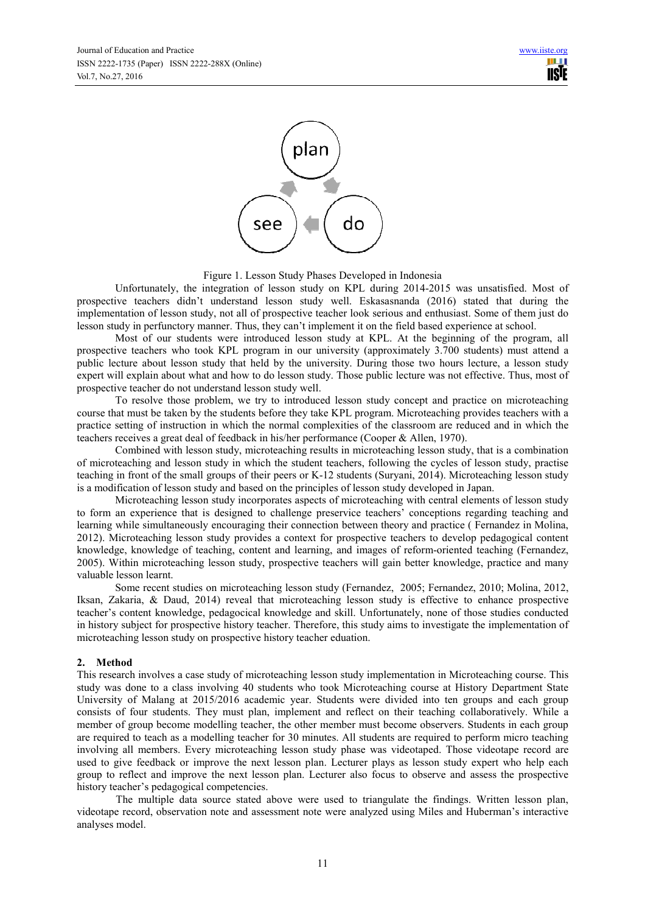plan

see do

Figure 1. Lesson Study Phases Developed in Indonesia

Unfortunately, the integration of lesson study on KPL during 2014-2015 was unsatisfied. Most of prospective teachers didn't understand lesson study well. Eskasasnanda (2016) stated that during the implementation of lesson study, not all of prospective teacher look serious and enthusiast. Some of them just do lesson study in perfunctory manner. Thus, they can't implement it on the field based experience at school.

Most of our students were introduced lesson study at KPL. At the beginning of the program, all prospective teachers who took KPL program in our university (approximately 3.700 students) must attend a public lecture about lesson study that held by the university. During those two hours lecture, a lesson study expert will explain about what and how to do lesson study. Those public lecture was not effective. Thus, most of prospective teacher do not understand lesson study well.

To resolve those problem, we try to introduced lesson study concept and practice on microteaching course that must be taken by the students before they take KPL program. Microteaching provides teachers with a practice setting of instruction in which the normal complexities of the classroom are reduced and in which the teachers receives a great deal of feedback in his/her performance (Cooper & Allen, 1970).

Combined with lesson study, microteaching results in microteaching lesson study, that is a combination of microteaching and lesson study in which the student teachers, following the cycles of lesson study, practise teaching in front of the small groups of their peers or K-12 students (Suryani, 2014). Microteaching lesson study is a modification of lesson study and based on the principles of lesson study developed in Japan.

Microteaching lesson study incorporates aspects of microteaching with central elements of lesson study to form an experience that is designed to challenge preservice teachers' conceptions regarding teaching and learning while simultaneously encouraging their connection between theory and practice ( Fernandez in Molina, 2012). Microteaching lesson study provides a context for prospective teachers to develop pedagogical content knowledge, knowledge of teaching, content and learning, and images of reform-oriented teaching (Fernandez, 2005). Within microteaching lesson study, prospective teachers will gain better knowledge, practice and many valuable lesson learnt.

Some recent studies on microteaching lesson study (Fernandez, 2005; Fernandez, 2010; Molina, 2012, Iksan, Zakaria, & Daud, 2014) reveal that microteaching lesson study is effective to enhance prospective teacher's content knowledge, pedagocical knowledge and skill. Unfortunately, none of those studies conducted in history subject for prospective history teacher. Therefore, this study aims to investigate the implementation of microteaching lesson study on prospective history teacher eduation.

## 2. Method

This research involves a case study of microteaching lesson study implementation in Microteaching course. This study was done to a class involving 40 students who took Microteaching course at History Department State University of Malang at 2015/2016 academic year. Students were divided into ten groups and each group consists of four students. They must plan, implement and reflect on their teaching collaboratively. While a member of group become modelling teacher, the other member must become observers. Students in each group are required to teach as a modelling teacher for 30 minutes. All students are required to perform micro teaching involving all members. Every microteaching lesson study phase was videotaped. Those videotape record are used to give feedback or improve the next lesson plan. Lecturer plays as lesson study expert who help each group to reflect and improve the next lesson plan. Lecturer also focus to observe and assess the prospective history teacher's pedagogical competencies.

The multiple data source stated above were used to triangulate the findings. Written lesson plan, videotape record, observation note and assessment note were analyzed using Miles and Huberman's interactive analyses model.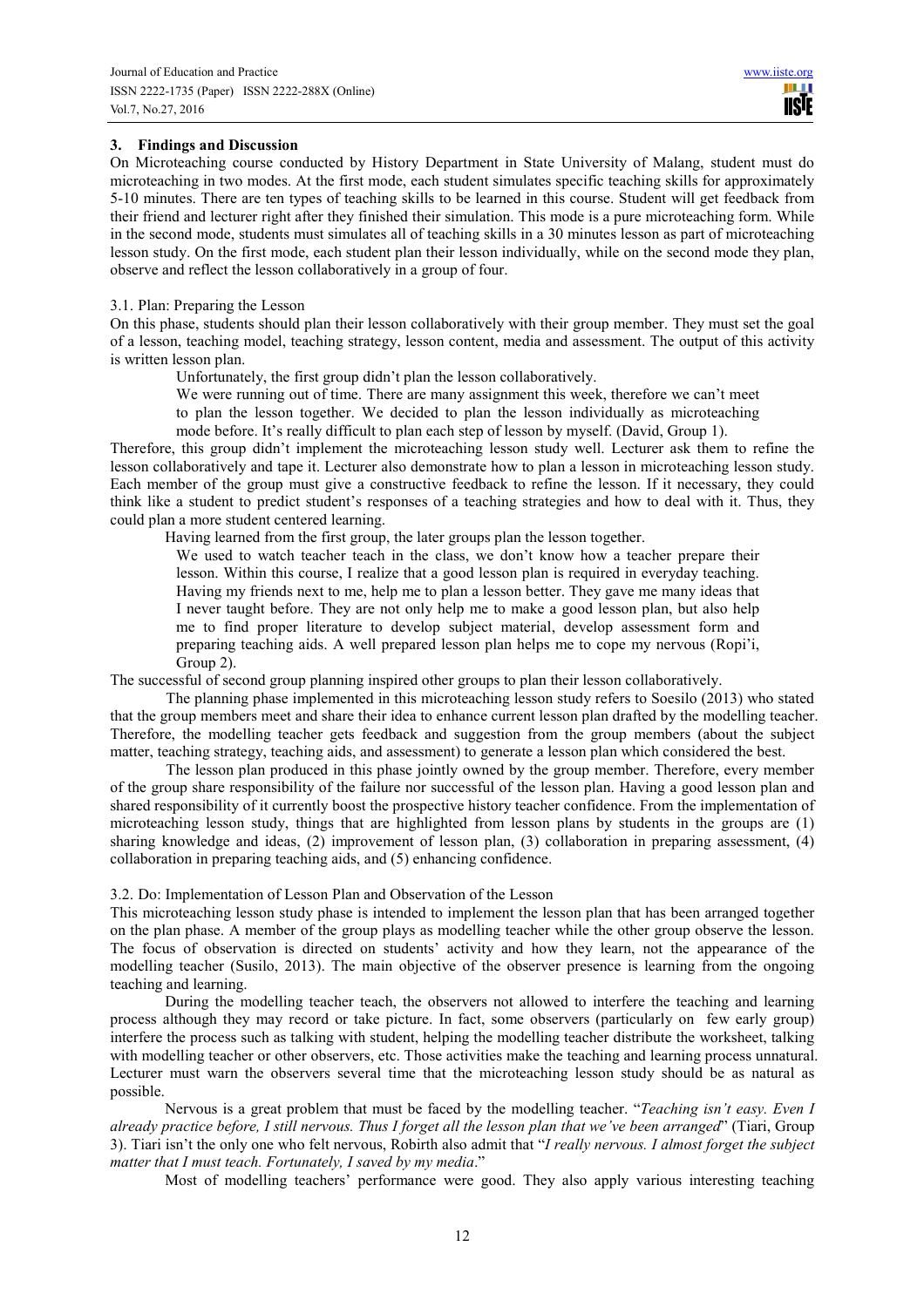## 3. Findings and Discussion

On Microteaching course conducted by History Department in State University of Malang, student must do microteaching in two modes. At the first mode, each student simulates specific teaching skills for approximately 5-10 minutes. There are ten types of teaching skills to be learned in this course. Student will get feedback from their friend and lecturer right after they finished their simulation. This mode is a pure microteaching form. While in the second mode, students must simulates all of teaching skills in a 30 minutes lesson as part of microteaching lesson study. On the first mode, each student plan their lesson individually, while on the second mode they plan, observe and reflect the lesson collaboratively in a group of four.

### 3.1. Plan: Preparing the Lesson

On this phase, students should plan their lesson collaboratively with their group member. They must set the goal of a lesson, teaching model, teaching strategy, lesson content, media and assessment. The output of this activity is written lesson plan.

Unfortunately, the first group didn't plan the lesson collaboratively.

> We were running out of time. There are many assignment this week, therefore we can't meet to plan the lesson together. We decided to plan the lesson individually as microteaching mode before. It's really difficult to plan each step of lesson by myself. (David, Group 1).

Therefore, this group didn't implement the microteaching lesson study well. Lecturer ask them to refine the lesson collaboratively and tape it. Lecturer also demonstrate how to plan a lesson in microteaching lesson study. Each member of the group must give a constructive feedback to refine the lesson. If it necessary, they could think like a student to predict student's responses of a teaching strategies and how to deal with it. Thus, they could plan a more student centered learning.

Having learned from the first group, the later groups plan the lesson together.

> We used to watch teacher teach in the class, we don't know how a teacher prepare their lesson. Within this course, I realize that a good lesson plan is required in everyday teaching. Having my friends next to me, help me to plan a lesson better. They gave me many ideas that I never taught before. They are not only help me to make a good lesson plan, but also help me to find proper literature to develop subject material, develop assessment form and preparing teaching aids. A well prepared lesson plan helps me to cope my nervous (Ropi'i, Group 2).

The successful of second group planning inspired other groups to plan their lesson collaboratively.

The planning phase implemented in this microteaching lesson study refers to Soesilo (2013) who stated that the group members meet and share their idea to enhance current lesson plan drafted by the modelling teacher. Therefore, the modelling teacher gets feedback and suggestion from the group members (about the subject matter, teaching strategy, teaching aids, and assessment) to generate a lesson plan which considered the best.

The lesson plan produced in this phase jointly owned by the group member. Therefore, every member of the group share responsibility of the failure nor successful of the lesson plan. Having a good lesson plan and shared responsibility of it currently boost the prospective history teacher confidence. From the implementation of microteaching lesson study, things that are highlighted from lesson plans by students in the groups are (1) sharing knowledge and ideas, (2) improvement of lesson plan, (3) collaboration in preparing assessment, (4) collaboration in preparing teaching aids, and (5) enhancing confidence.

### 3.2. Do: Implementation of Lesson Plan and Observation of the Lesson

This microteaching lesson study phase is intended to implement the lesson plan that has been arranged together on the plan phase. A member of the group plays as modelling teacher while the other group observe the lesson. The focus of observation is directed on students' activity and how they learn, not the appearance of the modelling teacher (Susilo, 2013). The main objective of the observer presence is learning from the ongoing teaching and learning.

During the modelling teacher teach, the observers not allowed to interfere the teaching and learning process although they may record or take picture. In fact, some observers (particularly on few early group) interfere the process such as talking with student, helping the modelling teacher distribute the worksheet, talking with modelling teacher or other observers, etc. Those activities make the teaching and learning process unnatural. Lecturer must warn the observers several time that the microteaching lesson study should be as natural as possible.

Nervous is a great problem that must be faced by the modelling teacher. "*Teaching isn't easy. Even I already practice before, I still nervous. Thus I forget all the lesson plan that we've been arranged*" (Tiari, Group 3). Tiari isn't the only one who felt nervous, Robirth also admit that "*I really nervous. I almost forget the subject matter that I must teach. Fortunately, I saved by my media*."

Most of modelling teachers' performance were good. They also apply various interesting teaching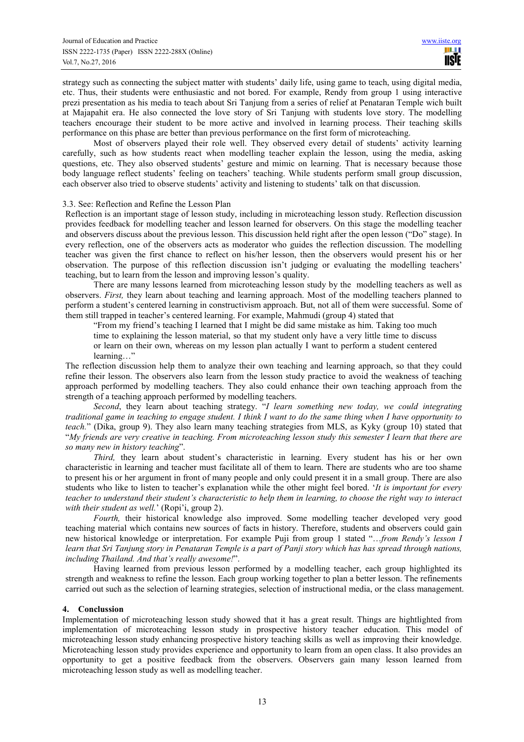strategy such as connecting the subject matter with students' daily life, using game to teach, using digital media, etc. Thus, their students were enthusiastic and not bored. For example, Rendy from group 1 using interactive prezi presentation as his media to teach about Sri Tanjung from a series of relief at Penataran Temple wich built at Majapahit era. He also connected the love story of Sri Tanjung with students love story. The modelling teachers encourage their student to be more active and involved in learning process. Their teaching skills performance on this phase are better than previous performance on the first form of microteaching.

Most of observers played their role well. They observed every detail of students' activity learning carefully, such as how students react when modelling teacher explain the lesson, using the media, asking questions, etc. They also observed students' gesture and mimic on learning. That is necessary because those body language reflect students' feeling on teachers' teaching. While students perform small group discussion, each observer also tried to observe students' activity and listening to students' talk on that discussion.

### 3.3. See: Reflection and Refine the Lesson Plan

Reflection is an important stage of lesson study, including in microteaching lesson study. Reflection discussion provides feedback for modelling teacher and lesson learned for observers. On this stage the modelling teacher and observers discuss about the previous lesson. This discussion held right after the open lesson ("Do" stage). In every reflection, one of the observers acts as moderator who guides the reflection discussion. The modelling teacher was given the first chance to reflect on his/her lesson, then the observers would present his or her observation. The purpose of this reflection discussion isn't judging or evaluating the modelling teachers' teaching, but to learn from the lesson and improving lesson's quality.

There are many lessons learned from microteaching lesson study by the modelling teachers as well as observers. *First,* they learn about teaching and learning approach. Most of the modelling teachers planned to perform a student's centered learning in constructivism approach. But, not all of them were successful. Some of them still trapped in teacher's centered learning. For example, Mahmudi (group 4) stated that

> "From my friend's teaching I learned that I might be did same mistake as him. Taking too much time to explaining the lesson material, so that my student only have a very little time to discuss or learn on their own, whereas on my lesson plan actually I want to perform a student centered learning…"

The reflection discussion help them to analyze their own teaching and learning approach, so that they could refine their lesson. The observers also learn from the lesson study practice to avoid the weakness of teaching approach performed by modelling teachers. They also could enhance their own teaching approach from the strength of a teaching approach performed by modelling teachers.

*Second*, they learn about teaching strategy. "*I learn something new today, we could integrating traditional game in teaching to engage student. I think I want to do the same thing when I have opportunity to teach.*" (Dika, group 9). They also learn many teaching strategies from MLS, as Kyky (group 10) stated that "*My friends are very creative in teaching. From microteaching lesson study this semester I learn that there are so many new in history teaching*".

*Third,* they learn about student's characteristic in learning. Every student has his or her own characteristic in learning and teacher must facilitate all of them to learn. There are students who are too shame to present his or her argument in front of many people and only could present it in a small group. There are also students who like to listen to teacher's explanation while the other might feel bored. '*It is important for every teacher to understand their student's characteristic to help them in learning, to choose the right way to interact with their student as well.*' (Ropi'i, group 2).

*Fourth,* their historical knowledge also improved. Some modelling teacher developed very good teaching material which contains new sources of facts in history. Therefore, students and observers could gain new historical knowledge or interpretation. For example Puji from group 1 stated "…*from Rendy's lesson I learn that Sri Tanjung story in Penataran Temple is a part of Panji story which has has spread through nations, including Thailand. And that's really awesome!*".

Having learned from previous lesson performed by a modelling teacher, each group highlighted its strength and weakness to refine the lesson. Each group working together to plan a better lesson. The refinements carried out such as the selection of learning strategies, selection of instructional media, or the class management.

## 4. Conclusion

Implementation of microteaching lesson study showed that it has a great result. Things are hightlighted from implementation of microteaching lesson study in prospective history teacher education. This model of microteaching lesson study enhancing prospective history teaching skills as well as improving their knowledge. Microteaching lesson study provides experience and opportunity to learn from an open class. It also provides an opportunity to get a positive feedback from the observers. Observers gain many lesson learned from microteaching lesson study as well as modelling teacher.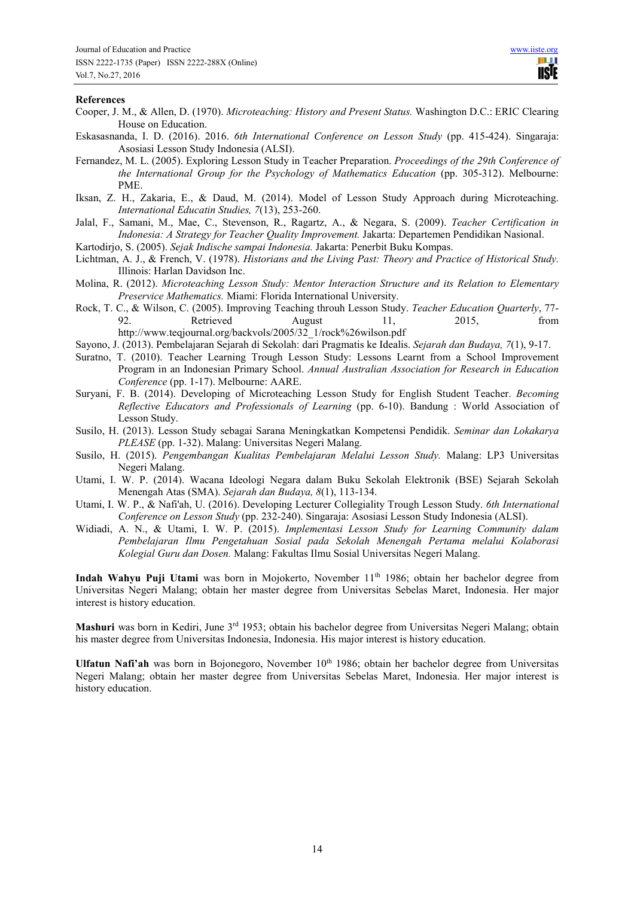## References

Cooper, J. M., & Allen, D. (1970). *Microteaching: History and Present Status.* Washington D.C.: ERIC Clearing House on Education.

Eskasasnanda, I. D. (2016). 2016. *6th International Conference on Lesson Study* (pp. 415-424). Singaraja: Asosiasi Lesson Study Indonesia (ALSI).

Fernandez, M. L. (2005). Exploring Lesson Study in Teacher Preparation. *Proceedings of the 29th Conference of the International Group for the Psychology of Mathematics Education* (pp. 305-312). Melbourne: PME.

Iksan, Z. H., Zakaria, E., & Daud, M. (2014). Model of Lesson Study Approach during Microteaching. *International Educatin Studies, 7*(13), 253-260.

Jalal, F., Samani, M., Mae, C., Stevenson, R., Ragartz, A., & Negara, S. (2009). *Teacher Certification in Indonesia: A Strategy for Teacher Quality Improvement.* Jakarta: Departemen Pendidikan Nasional.

Kartodirjo, S. (2005). *Sejak Indische sampai Indonesia.* Jakarta: Penerbit Buku Kompas.

Lichtman, A. J., & French, V. (1978). *Historians and the Living Past: Theory and Practice of Historical Study.* Illinois: Harlan Davidson Inc.

Molina, R. (2012). *Microteaching Lesson Study: Mentor Interaction Structure and its Relation to Elementary Preservice Mathematics.* Miami: Florida International University.

Rock, T. C., & Wilson, C. (2005). Improving Teaching throuh Lesson Study. *Teacher Education Quarterly*, 77-92. Retrieved August 11, 2015, from http://www.teqjournal.org/backvols/2005/32_1/rock%26wilson.pdf

Sayono, J. (2013). Pembelajaran Sejarah di Sekolah: dari Pragmatis ke Idealis. *Sejarah dan Budaya, 7*(1), 9-17.

Suratno, T. (2010). Teacher Learning Trough Lesson Study: Lessons Learnt from a School Improvement Program in an Indonesian Primary School. *Annual Australian Association for Research in Education Conference* (pp. 1-17). Melbourne: AARE.

Suryani, F. B. (2014). Developing of Microteaching Lesson Study for English Student Teacher. *Becoming Reflective Educators and Professionals of Learning* (pp. 6-10). Bandung : World Association of Lesson Study.

Susilo, H. (2013). Lesson Study sebagai Sarana Meningkatkan Kompetensi Pendidik. *Seminar dan Lokakarya PLEASE* (pp. 1-32). Malang: Universitas Negeri Malang.

Susilo, H. (2015). *Pengembangan Kualitas Pembelajaran Melalui Lesson Study.* Malang: LP3 Universitas Negeri Malang.

Utami, I. W. P. (2014). Wacana Ideologi Negara dalam Buku Sekolah Elektronik (BSE) Sejarah Sekolah Menengah Atas (SMA). *Sejarah dan Budaya, 8*(1), 113-134.

Utami, I. W. P., & Nafi'ah, U. (2016). Developing Lecturer Collegiality Trough Lesson Study. *6th International Conference on Lesson Study* (pp. 232-240). Singaraja: Asosiasi Lesson Study Indonesia (ALSI).

Widiadi, A. N., & Utami, I. W. P. (2015). *Implementasi Lesson Study for Learning Community dalam Pembelajaran Ilmu Pengetahuan Sosial pada Sekolah Menengah Pertama melalui Kolaborasi Kolegial Guru dan Dosen.* Malang: Fakultas Ilmu Sosial Universitas Negeri Malang.

**Indah Wahyu Puji Utami** was born in Mojokerto, November 11th 1986; obtain her bachelor degree from Universitas Negeri Malang; obtain her master degree from Universitas Sebelas Maret, Indonesia. Her major interest is history education.

**Mashuri** was born in Kediri, June 3rd 1953; obtain his bachelor degree from Universitas Negeri Malang; obtain his master degree from Universitas Indonesia, Indonesia. His major interest is history education.

**Ulfatun Nafi'ah** was born in Bojonegoro, November 10th 1986; obtain her bachelor degree from Universitas Negeri Malang; obtain her master degree from Universitas Sebelas Maret, Indonesia. Her major interest is history education.